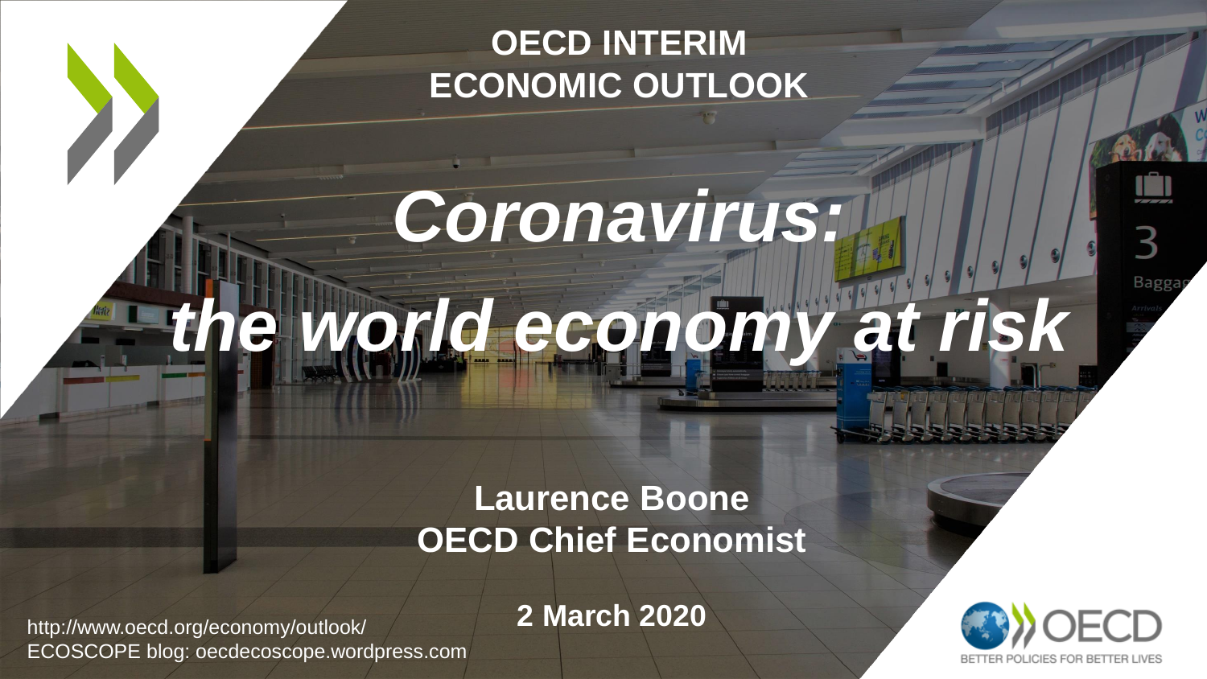# OECD INTERIM ECONOMIC OUTLOOK

# *Coronavirus: the world economy at risk*

**Laurence Boone**
**OECD Chief Economist**

**2 March 2020**

http://www.oecd.org/economy/outlook/
ECOSCOPE blog: oecdecoscope.wordpress.com

OECD
BETTER POLICIES FOR BETTER LIVES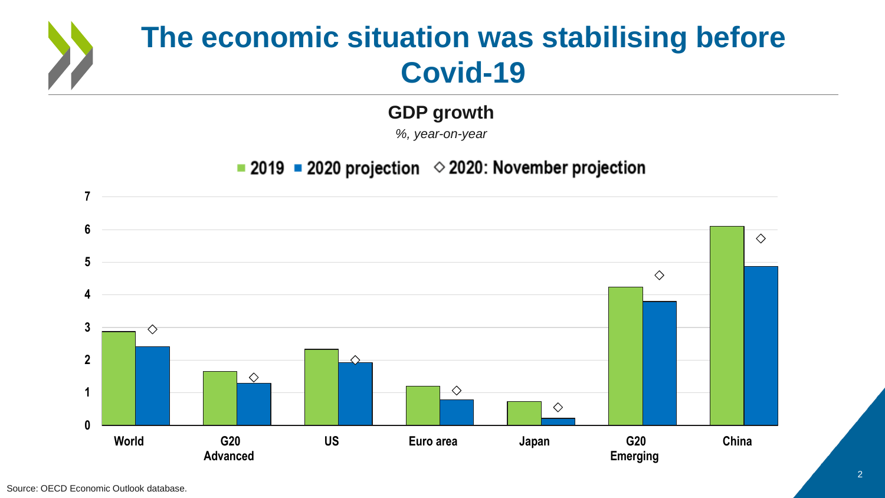# The economic situation was stabilising before Covid-19

**GDP growth**

*%, year-on-year*

2019 | 2020 projection | 2020: November projection

Source: OECD Economic Outlook database.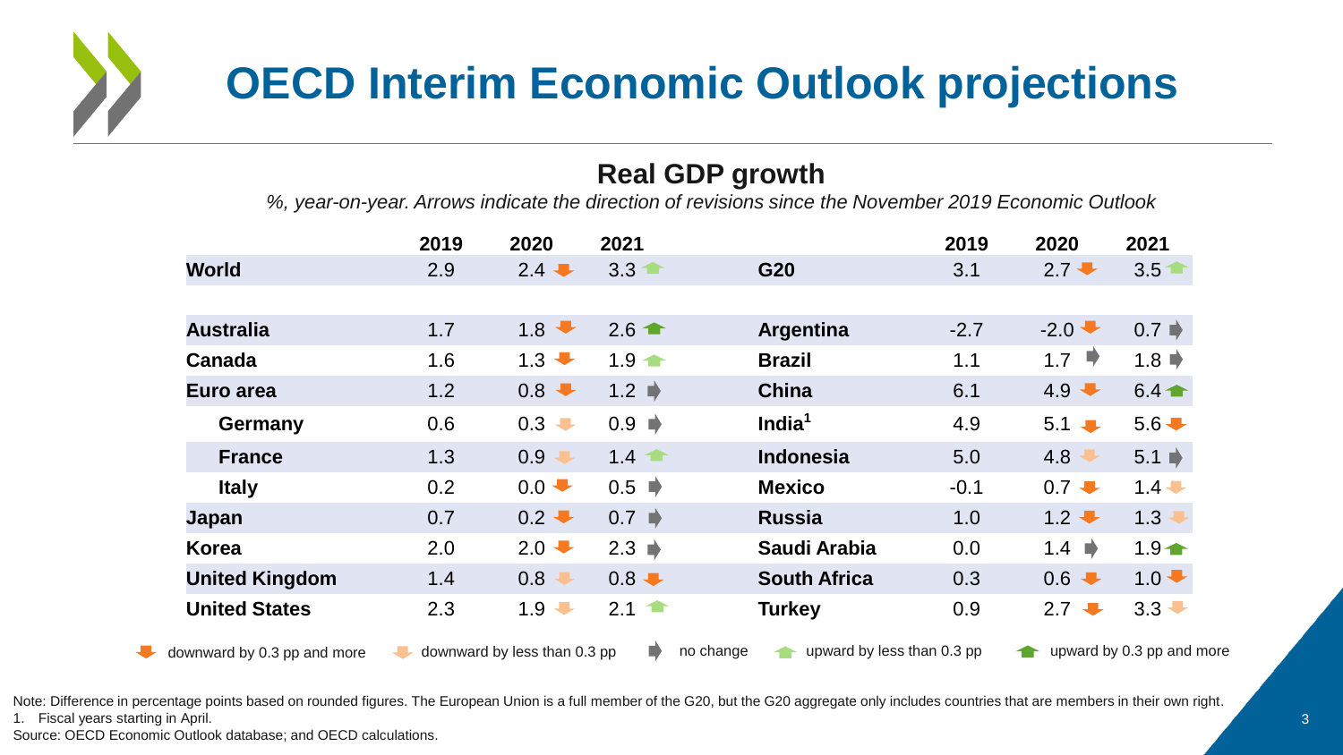# OECD Interim Economic Outlook projections

## Real GDP growth

*%, year-on-year. Arrows indicate the direction of revisions since the November 2019 Economic Outlook*

| | 2019 | 2020 | 2021 | | 2019 | 2020 | 2021 |
|---|---|---|---|---|---|---|---|
| **World** | 2.9 | 2.4 ↓ | 3.3 ↑ | **G20** | 3.1 | 2.7 ↓ | 3.5 ↑ |
| **Australia** | 1.7 | 1.8 ↓ | 2.6 ↑ | **Argentina** | -2.7 | -2.0 ↓ | 0.7 → |
| **Canada** | 1.6 | 1.3 ↓ | 1.9 ↑ | **Brazil** | 1.1 | 1.7 → | 1.8 → |
| **Euro area** | 1.2 | 0.8 ↓ | 1.2 → | **China** | 6.1 | 4.9 ↓ | 6.4 ↑ |
| **Germany** | 0.6 | 0.3 ↓ | 0.9 → | **India[1]** | 4.9 | 5.1 ↓ | 5.6 ↓ |
| **France** | 1.3 | 0.9 ↓ | 1.4 ↑ | **Indonesia** | 5.0 | 4.8 ↓ | 5.1 → |
| **Italy** | 0.2 | 0.0 ↓ | 0.5 → | **Mexico** | -0.1 | 0.7 ↓ | 1.4 ↓ |
| **Japan** | 0.7 | 0.2 ↓ | 0.7 → | **Russia** | 1.0 | 1.2 ↓ | 1.3 ↓ |
| **Korea** | 2.0 | 2.0 ↓ | 2.3 → | **Saudi Arabia** | 0.0 | 1.4 → | 1.9 ↑ |
| **United Kingdom** | 1.4 | 0.8 ↓ | 0.8 ↓ | **South Africa** | 0.3 | 0.6 ↓ | 1.0 ↓ |
| **United States** | 2.3 | 1.9 ↓ | 2.1 ↑ | **Turkey** | 0.9 | 2.7 ↓ | 3.3 ↓ |

↓ downward by 0.3 pp and more ↓ downward by less than 0.3 pp → no change ↑ upward by less than 0.3 pp ↑ upward by 0.3 pp and more

Note: Difference in percentage points based on rounded figures. The European Union is a full member of the G20, but the G20 aggregate only includes countries that are members in their own right.
1. Fiscal years starting in April.
Source: OECD Economic Outlook database; and OECD calculations.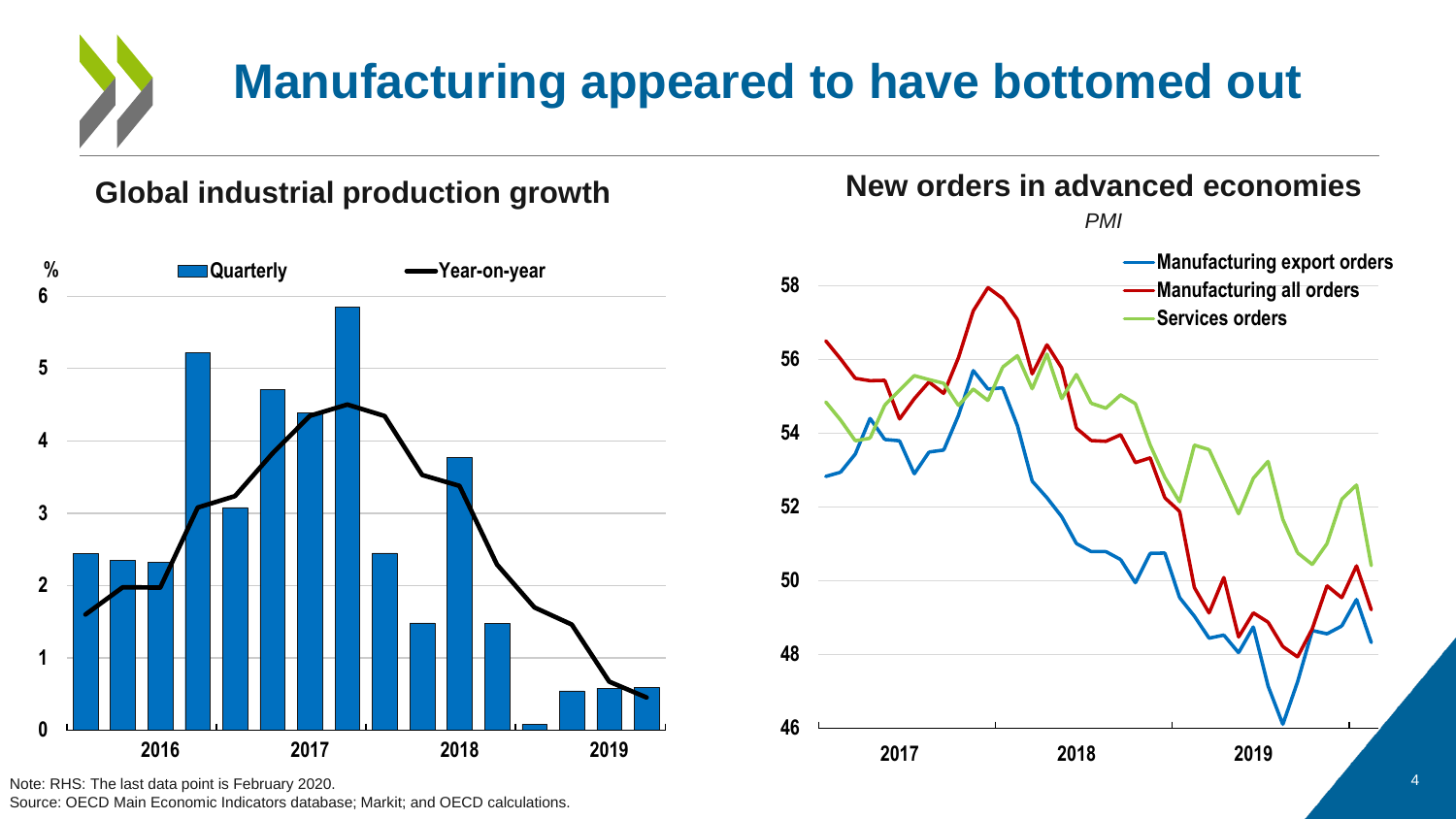# Manufacturing appeared to have bottomed out

## Global industrial production growth

%

Quarterly — Year-on-year

## New orders in advanced economies

*PMI*

Manufacturing export orders — Manufacturing all orders — Services orders

Note: RHS: The last data point is February 2020.
Source: OECD Main Economic Indicators database; Markit; and OECD calculations.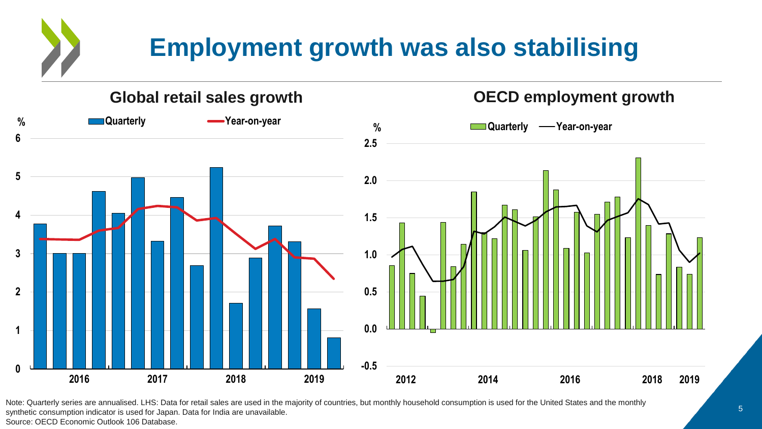# Employment growth was also stabilising

## Global retail sales growth

%

Quarterly — Year-on-year

## OECD employment growth

%

Quarterly — Year-on-year

Note: Quarterly series are annualised. LHS: Data for retail sales are used in the majority of countries, but monthly household consumption is used for the United States and the monthly synthetic consumption indicator is used for Japan. Data for India are unavailable.

Source: OECD Economic Outlook 106 Database.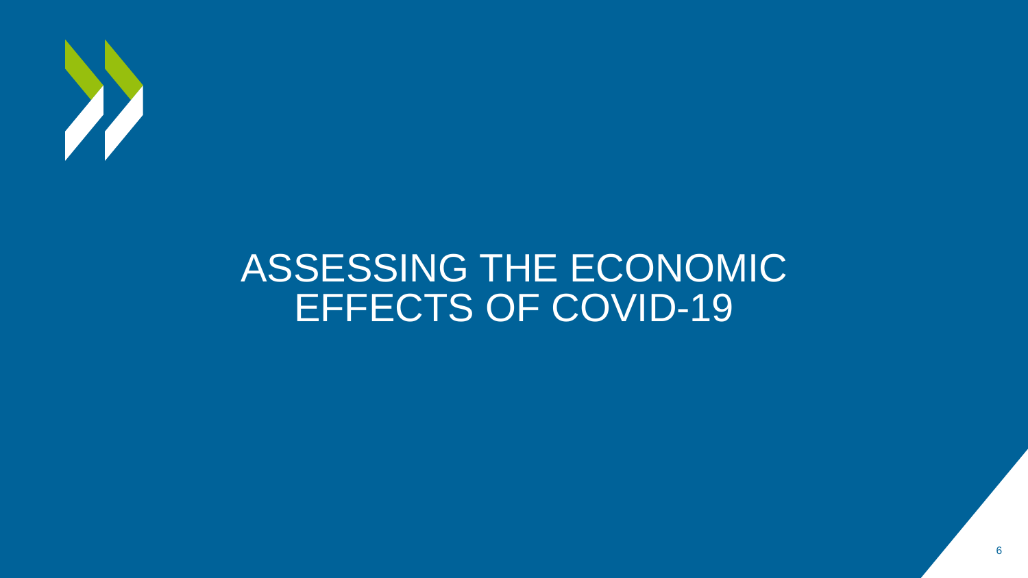# ASSESSING THE ECONOMIC EFFECTS OF COVID-19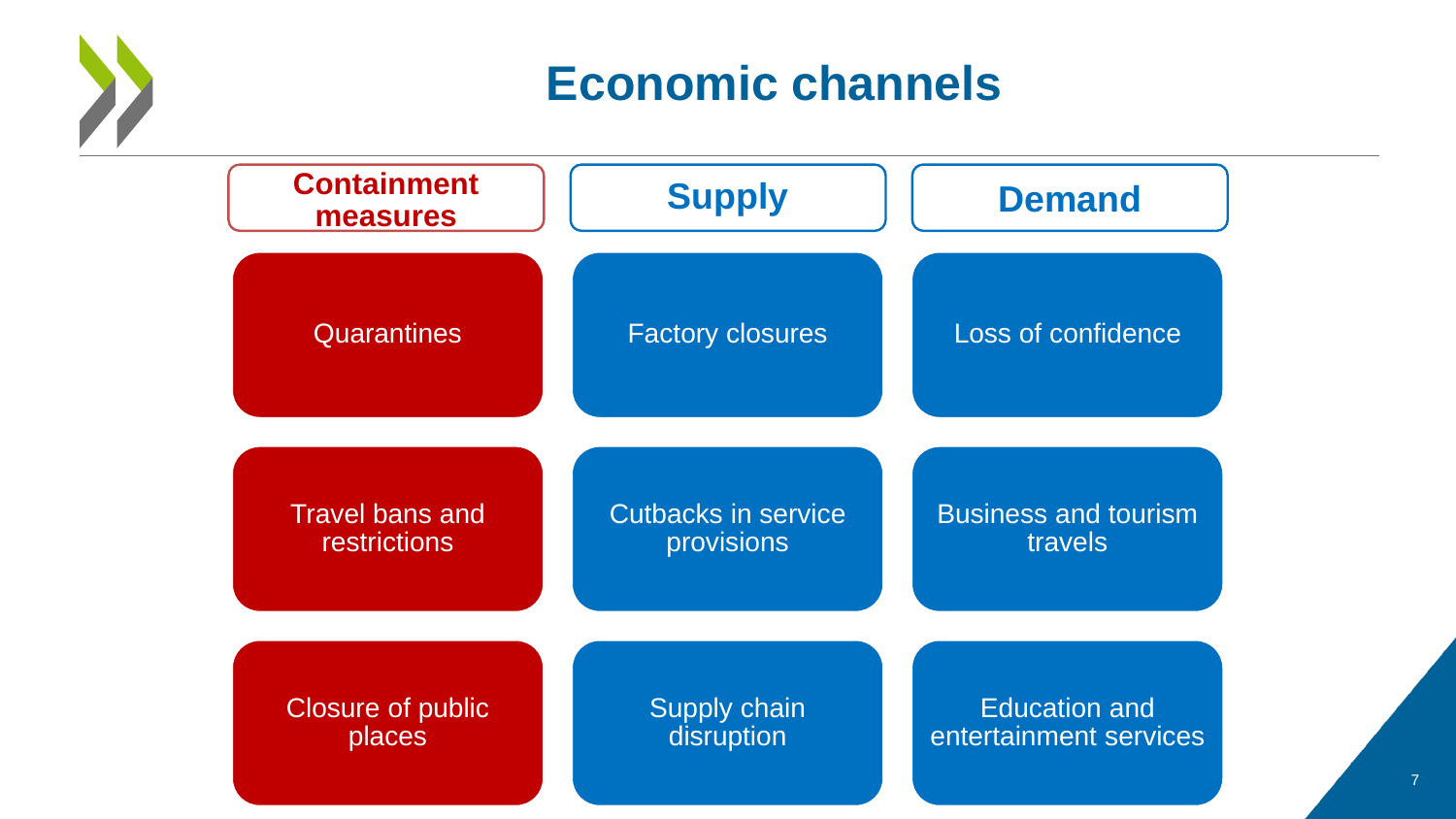# Economic channels

| Containment measures | Supply | Demand |
| --- | --- | --- |
| Quarantines | Factory closures | Loss of confidence |
| Travel bans and restrictions | Cutbacks in service provisions | Business and tourism travels |
| Closure of public places | Supply chain disruption | Education and entertainment services |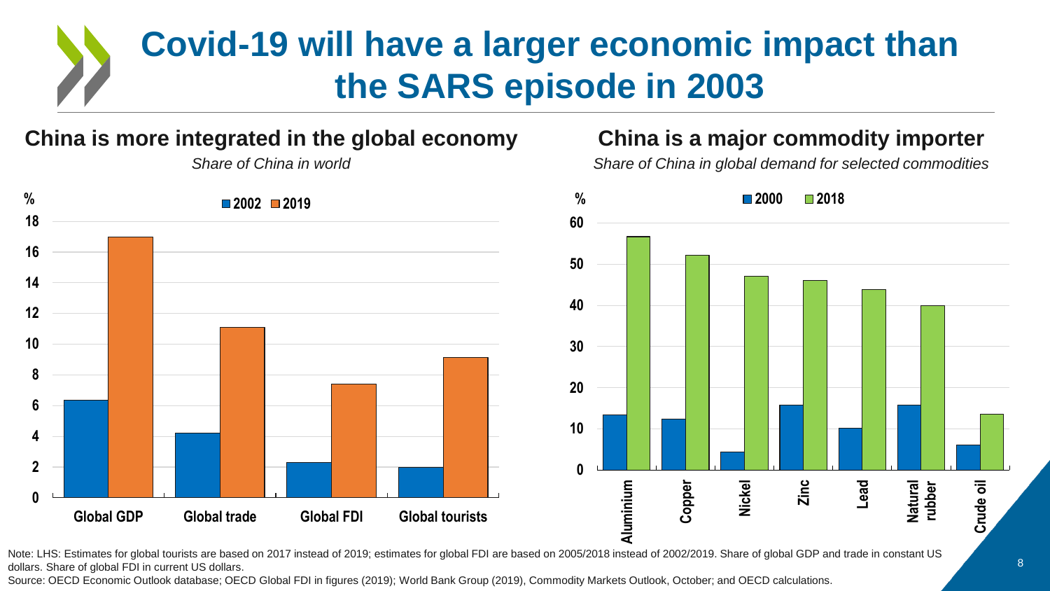# Covid-19 will have a larger economic impact than the SARS episode in 2003

## China is more integrated in the global economy

*Share of China in world*

| % | 2002 | 2019 |
|---|---|---|
| Global GDP | 6.4 | 17.0 |
| Global trade | 4.2 | 11.1 |
| Global FDI | 2.3 | 7.4 |
| Global tourists | 2.0 | 9.1 |

## China is a major commodity importer

*Share of China in global demand for selected commodities*

| % | 2000 | 2018 |
|---|---|---|
| Aluminium | 13.4 | 56.8 |
| Copper | 12.4 | 52.2 |
| Nickel | 4.4 | 47.1 |
| Zinc | 15.8 | 46.1 |
| Lead | 10.2 | 43.9 |
| Natural rubber | 15.8 | 40.0 |
| Crude oil | 6.1 | 13.5 |

Note: LHS: Estimates for global tourists are based on 2017 instead of 2019; estimates for global FDI are based on 2005/2018 instead of 2002/2019. Share of global GDP and trade in constant US dollars. Share of global FDI in current US dollars.

Source: OECD Economic Outlook database; OECD Global FDI in figures (2019); World Bank Group (2019), Commodity Markets Outlook, October; and OECD calculations.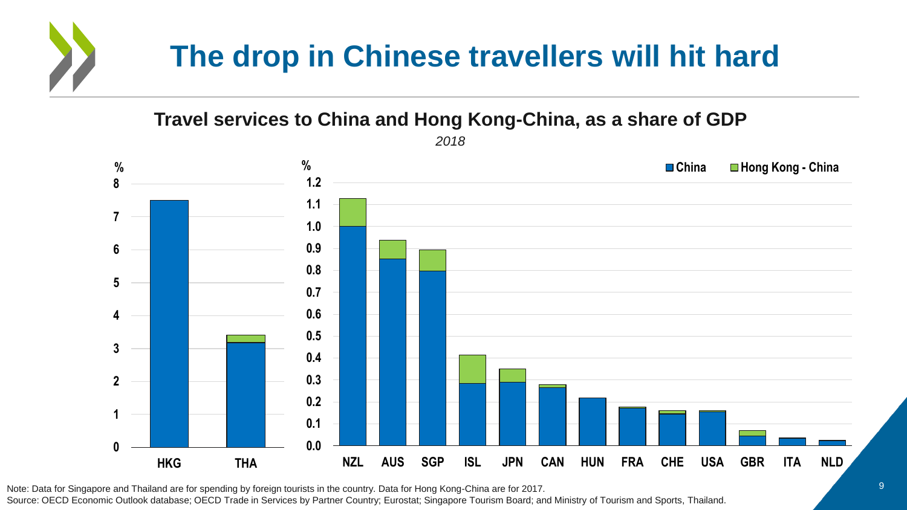# The drop in Chinese travellers will hit hard

**Travel services to China and Hong Kong-China, as a share of GDP**

*2018*

| | China (%) | Hong Kong - China (%) |
|---|---|---|
| HKG | 7.5 | |
| THA | 3.2 | 0.2 |
| NZL | 1.0 | 0.13 |
| AUS | 0.85 | 0.09 |
| SGP | 0.8 | 0.1 |
| ISL | 0.29 | 0.13 |
| JPN | 0.29 | 0.06 |
| CAN | 0.27 | 0.01 |
| HUN | 0.22 | |
| FRA | 0.17 | 0.005 |
| CHE | 0.15 | 0.015 |
| USA | 0.16 | 0.005 |
| GBR | 0.045 | 0.025 |
| ITA | 0.035 | |
| NLD | 0.025 | |

Note: Data for Singapore and Thailand are for spending by foreign tourists in the country. Data for Hong Kong-China are for 2017.

Source: OECD Economic Outlook database; OECD Trade in Services by Partner Country; Eurostat; Singapore Tourism Board; and Ministry of Tourism and Sports, Thailand.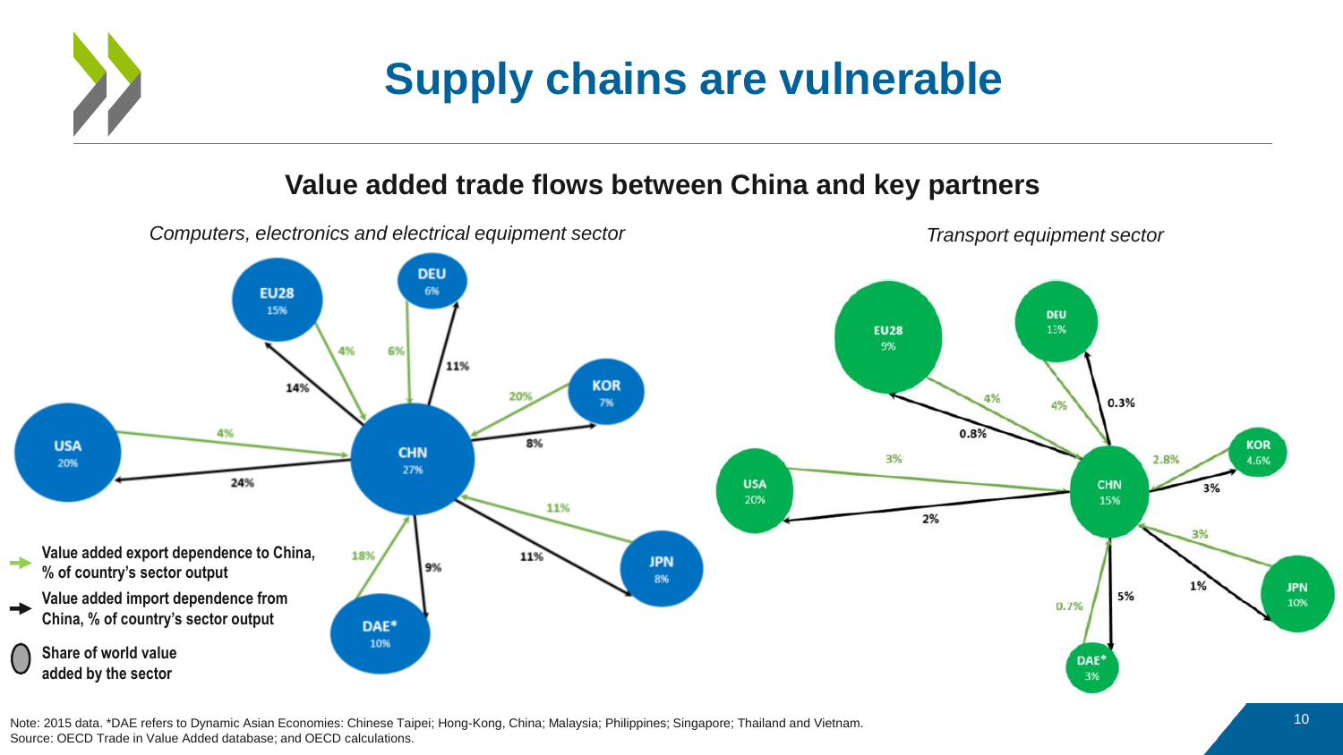# Supply chains are vulnerable

## Value added trade flows between China and key partners

*Computers, electronics and electrical equipment sector*

| Partner | Share of world value added by the sector | Value added export dependence to China, % of country's sector output | Value added import dependence from China, % of country's sector output |
|---|---|---|---|
| CHN | 27% | | |
| EU28 | 15% | 4% | 14% |
| DEU | 6% | 6% | 11% |
| KOR | 7% | 20% | 8% |
| USA | 20% | 4% | 24% |
| JPN | 8% | 11% | 11% |
| DAE* | 10% | 18% | 9% |

*Transport equipment sector*

| Partner | Share of world value added by the sector | Value added export dependence to China, % of country's sector output | Value added import dependence from China, % of country's sector output |
|---|---|---|---|
| CHN | 15% | | |
| EU28 | 9% | 4% | 0.8% |
| DEU | 13% | 4% | 0.3% |
| KOR | 4.6% | 2.8% | 3% |
| USA | 20% | 3% | 2% |
| JPN | 10% | 3% | 1% |
| DAE* | 3% | 0.7% | 5% |

Note: 2015 data. *DAE refers to Dynamic Asian Economies: Chinese Taipei; Hong-Kong, China; Malaysia; Philippines; Singapore; Thailand and Vietnam.
Source: OECD Trade in Value Added database; and OECD calculations.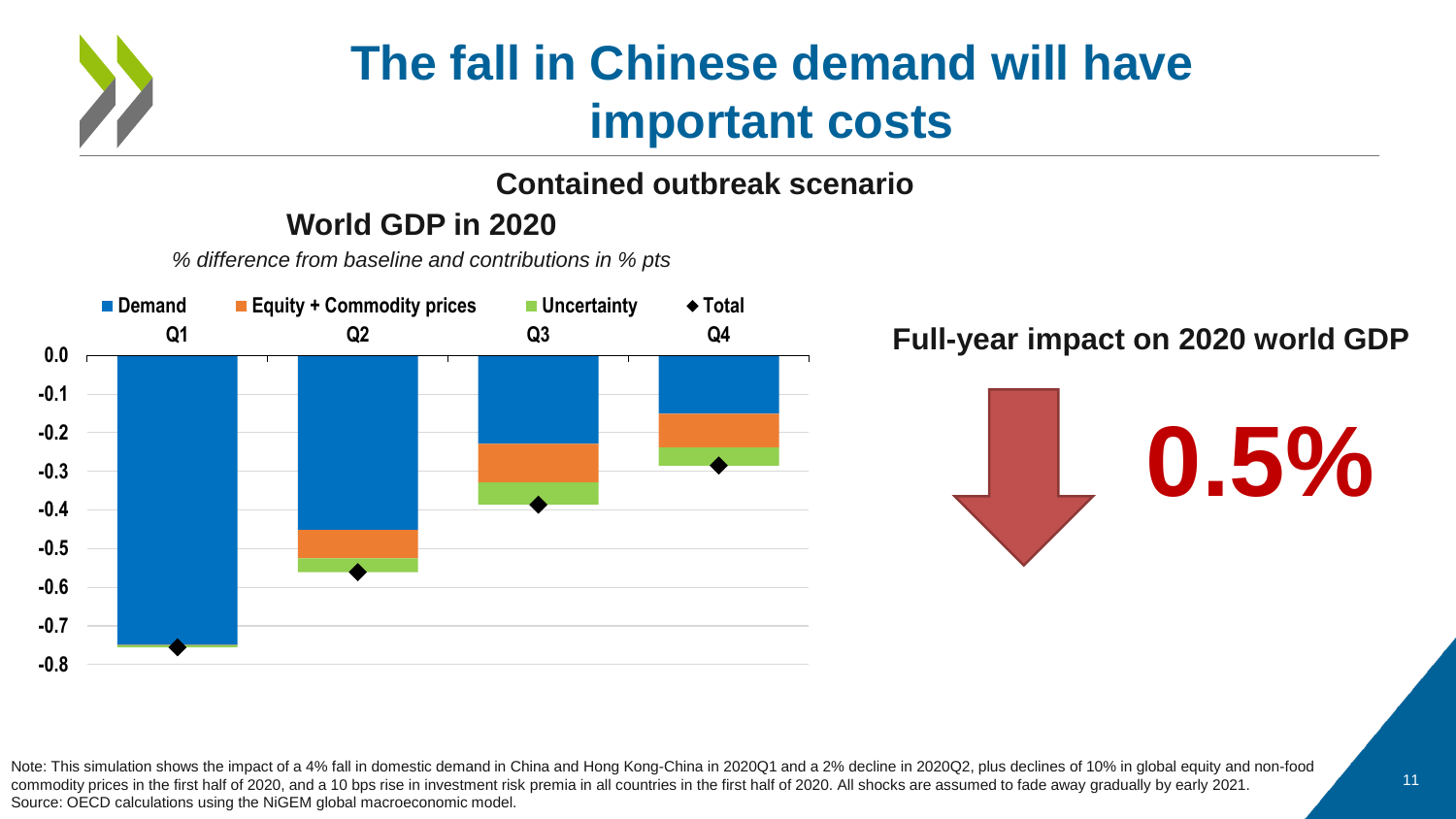# The fall in Chinese demand will have important costs

## Contained outbreak scenario

### World GDP in 2020

*% difference from baseline and contributions in % pts*

| | Demand | Equity + Commodity prices | Uncertainty | Total |
|---|---|---|---|---|
| Q1 | -0.75 | 0.00 | -0.01 | -0.75 |
| Q2 | -0.45 | -0.07 | -0.04 | -0.56 |
| Q3 | -0.23 | -0.10 | -0.06 | -0.38 |
| Q4 | -0.15 | -0.09 | -0.04 | -0.28 |

**Full-year impact on 2020 world GDP**

**↓ 0.5%**

Note: This simulation shows the impact of a 4% fall in domestic demand in China and Hong Kong-China in 2020Q1 and a 2% decline in 2020Q2, plus declines of 10% in global equity and non-food commodity prices in the first half of 2020, and a 10 bps rise in investment risk premia in all countries in the first half of 2020. All shocks are assumed to fade away gradually by early 2021.
Source: OECD calculations using the NiGEM global macroeconomic model.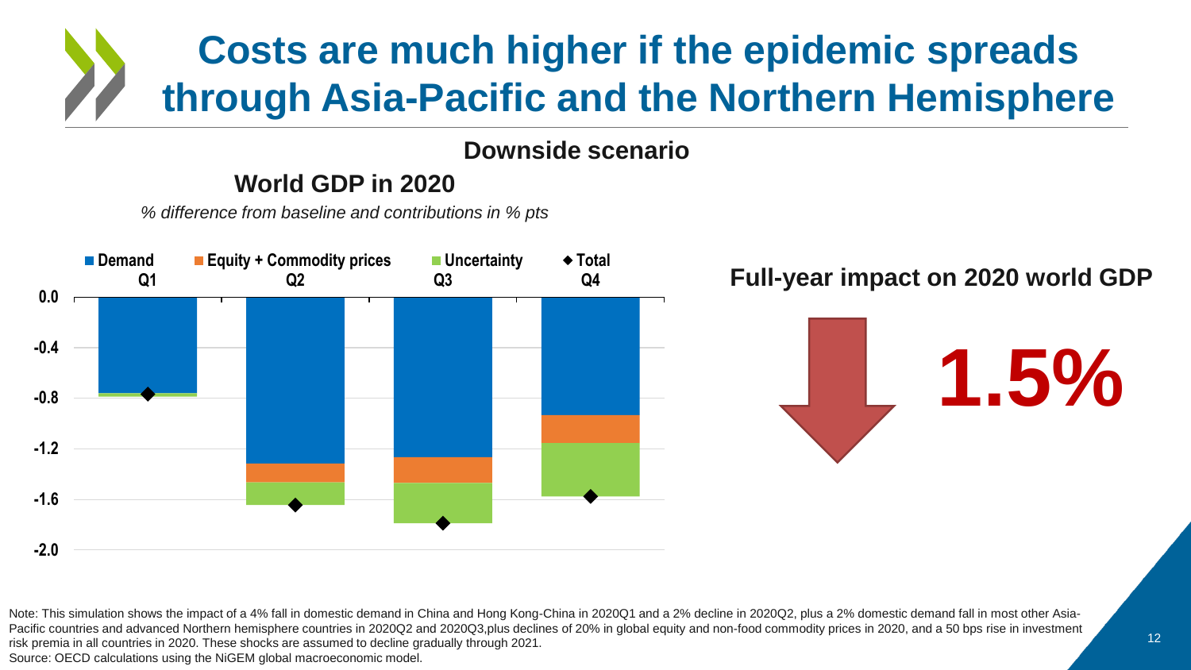# Costs are much higher if the epidemic spreads through Asia-Pacific and the Northern Hemisphere

## Downside scenario

### World GDP in 2020

*% difference from baseline and contributions in % pts*

■ Demand ■ Equity + Commodity prices ■ Uncertainty ◆ Total

Q1 Q2 Q3 Q4

0.0
-0.4
-0.8
-1.2
-1.6
-2.0

**Full-year impact on 2020 world GDP**

**1.5%**

Note: This simulation shows the impact of a 4% fall in domestic demand in China and Hong Kong-China in 2020Q1 and a 2% decline in 2020Q2, plus a 2% domestic demand fall in most other Asia-Pacific countries and advanced Northern hemisphere countries in 2020Q2 and 2020Q3,plus declines of 20% in global equity and non-food commodity prices in 2020, and a 50 bps rise in investment risk premia in all countries in 2020. These shocks are assumed to decline gradually through 2021.
Source: OECD calculations using the NiGEM global macroeconomic model.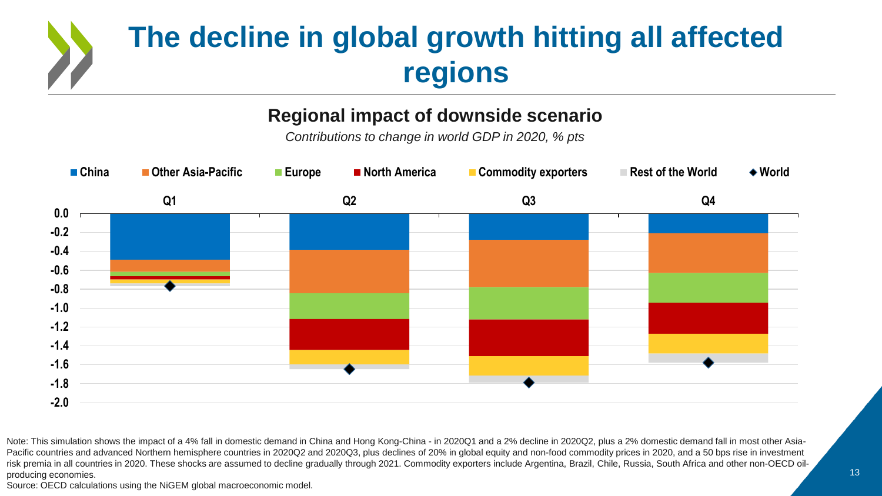# The decline in global growth hitting all affected regions

## Regional impact of downside scenario

*Contributions to change in world GDP in 2020, % pts*

Legend: China, Other Asia-Pacific, Europe, North America, Commodity exporters, Rest of the World, World

Q1 | Q2 | Q3 | Q4

0.0, -0.2, -0.4, -0.6, -0.8, -1.0, -1.2, -1.4, -1.6, -1.8, -2.0

Note: This simulation shows the impact of a 4% fall in domestic demand in China and Hong Kong-China - in 2020Q1 and a 2% decline in 2020Q2, plus a 2% domestic demand fall in most other Asia-Pacific countries and advanced Northern hemisphere countries in 2020Q2 and 2020Q3, plus declines of 20% in global equity and non-food commodity prices in 2020, and a 50 bps rise in investment risk premia in all countries in 2020. These shocks are assumed to decline gradually through 2021. Commodity exporters include Argentina, Brazil, Chile, Russia, South Africa and other non-OECD oil-producing economies.

Source: OECD calculations using the NiGEM global macroeconomic model.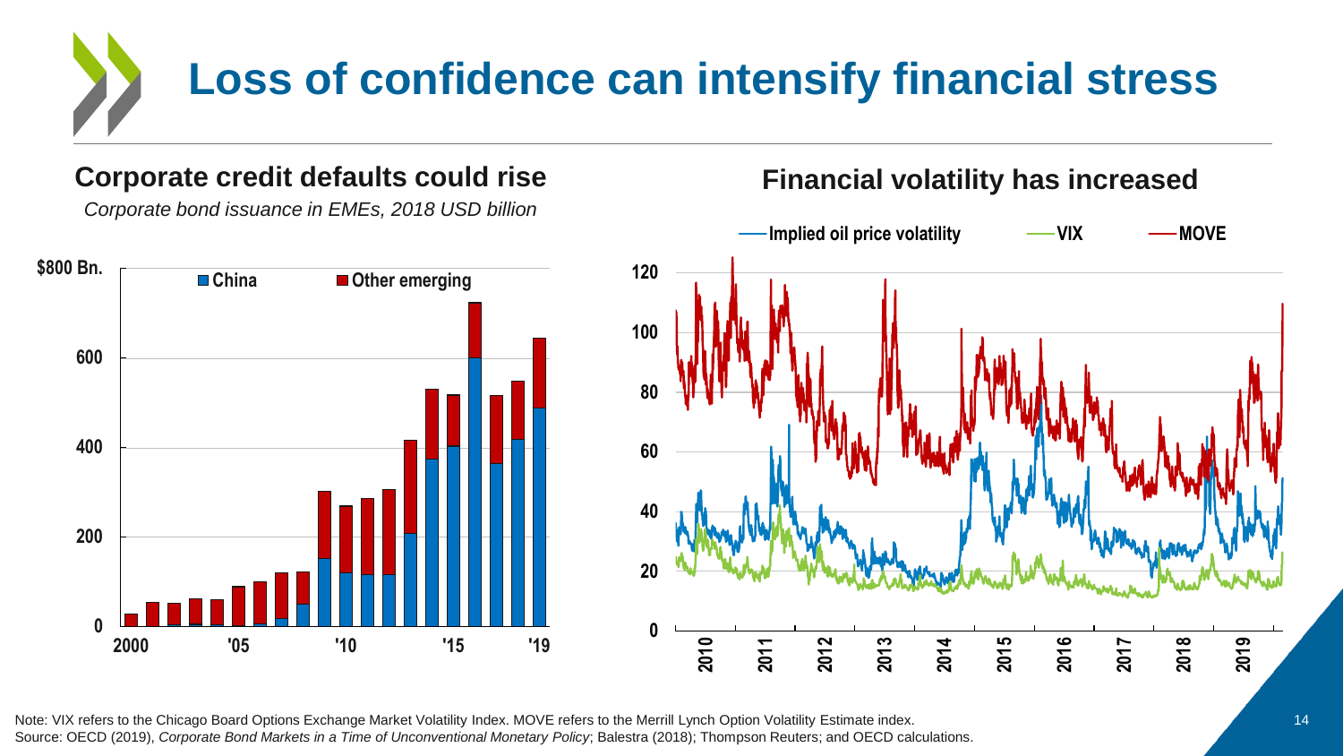# Loss of confidence can intensify financial stress

## Corporate credit defaults could rise

*Corporate bond issuance in EMEs, 2018 USD billion*

## Financial volatility has increased

Note: VIX refers to the Chicago Board Options Exchange Market Volatility Index. MOVE refers to the Merrill Lynch Option Volatility Estimate index.

Source: OECD (2019), *Corporate Bond Markets in a Time of Unconventional Monetary Policy*; Balestra (2018); Thompson Reuters; and OECD calculations.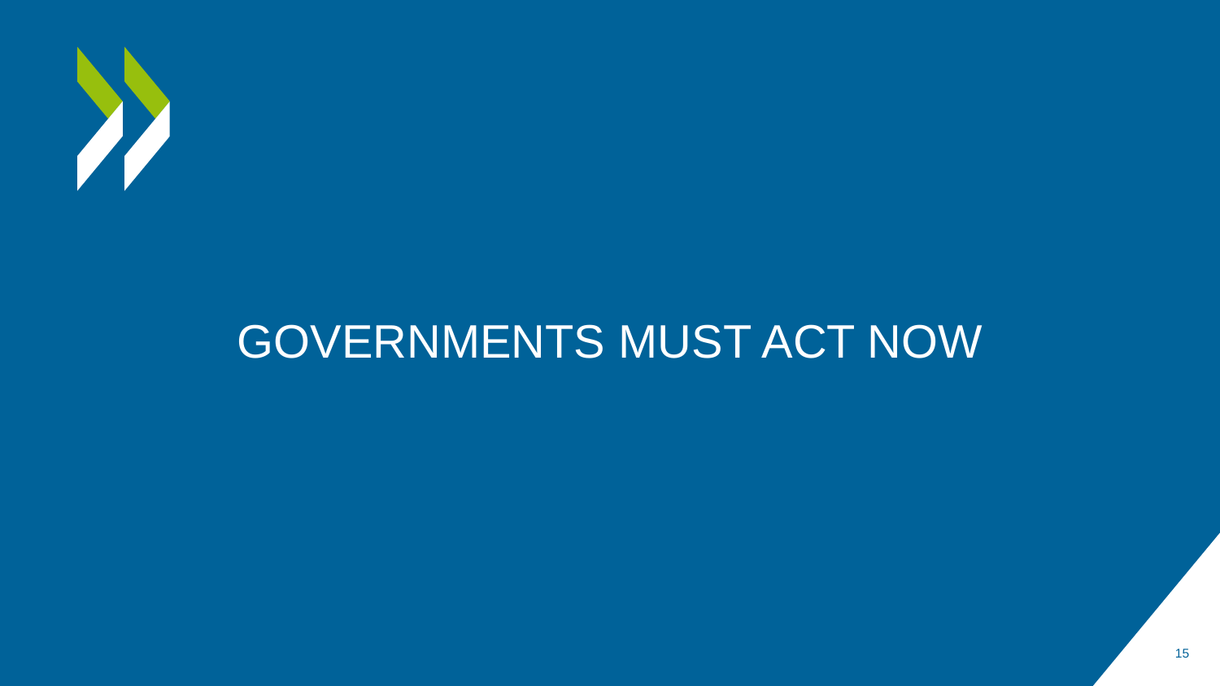# GOVERNMENTS MUST ACT NOW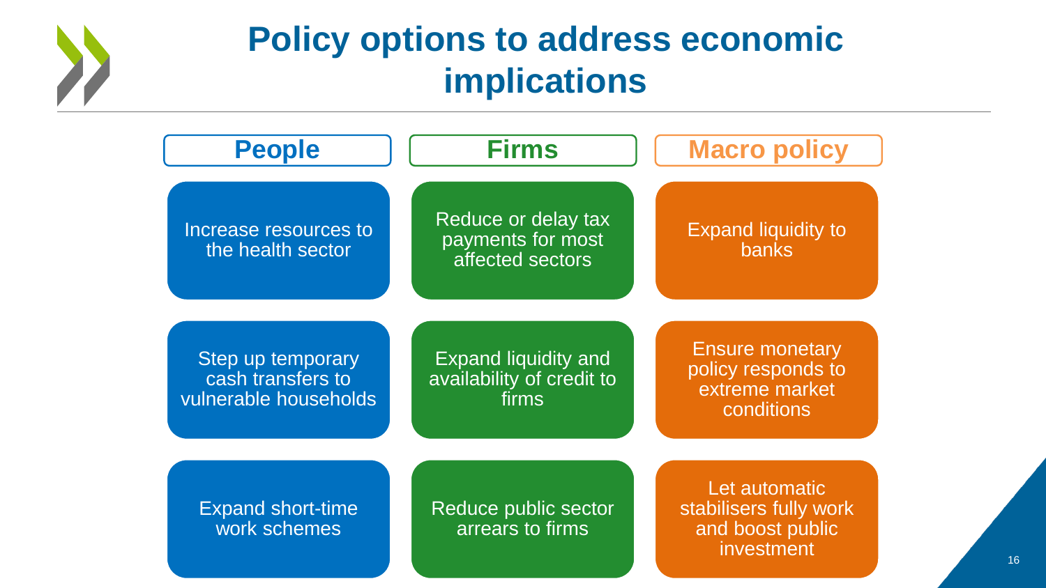# Policy options to address economic implications

| People | Firms | Macro policy |
| --- | --- | --- |
| Increase resources to the health sector | Reduce or delay tax payments for most affected sectors | Expand liquidity to banks |
| Step up temporary cash transfers to vulnerable households | Expand liquidity and availability of credit to firms | Ensure monetary policy responds to extreme market conditions |
| Expand short-time work schemes | Reduce public sector arrears to firms | Let automatic stabilisers fully work and boost public investment |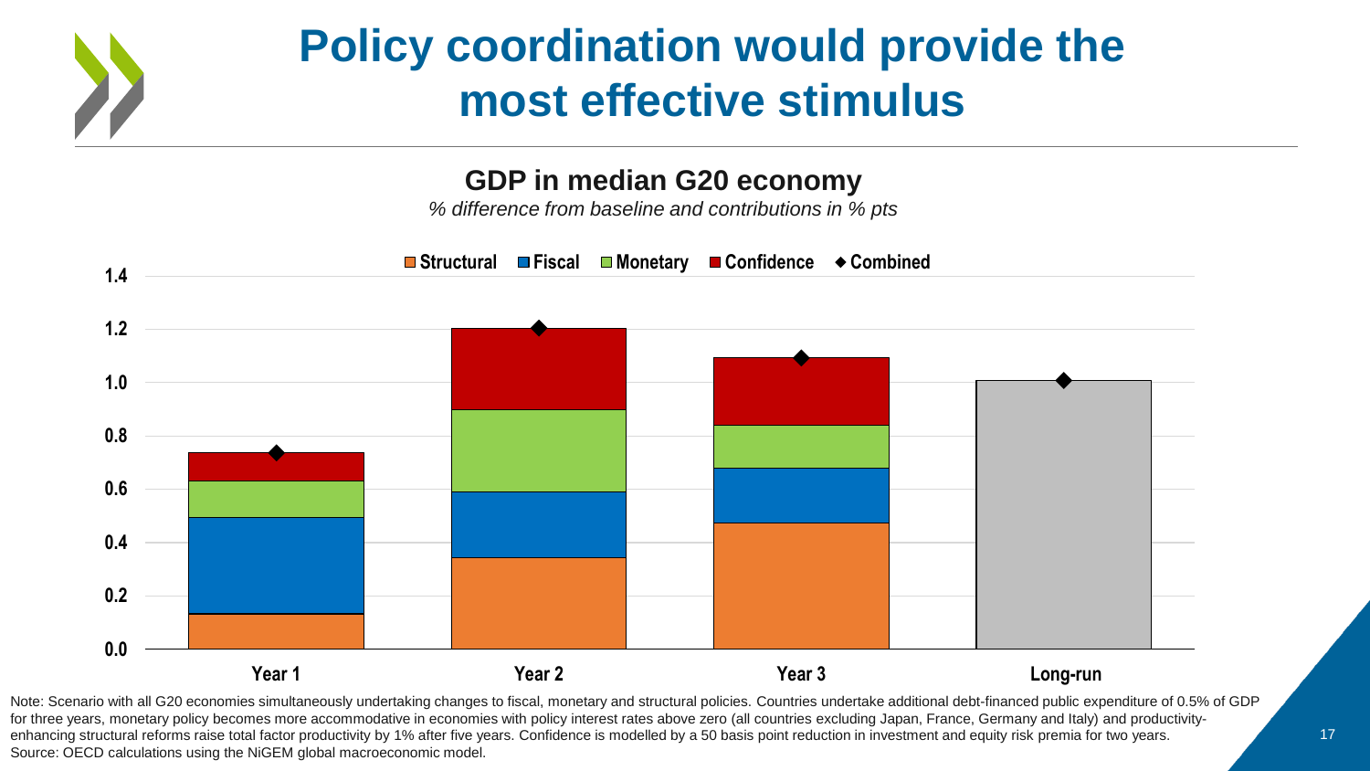# Policy coordination would provide the most effective stimulus

## GDP in median G20 economy

*% difference from baseline and contributions in % pts*

■ Structural ■ Fiscal ■ Monetary ■ Confidence ◆ Combined

1.4
1.2
1.0
0.8
0.6
0.4
0.2
0.0

Year 1 Year 2 Year 3 Long-run

Note: Scenario with all G20 economies simultaneously undertaking changes to fiscal, monetary and structural policies. Countries undertake additional debt-financed public expenditure of 0.5% of GDP for three years, monetary policy becomes more accommodative in economies with policy interest rates above zero (all countries excluding Japan, France, Germany and Italy) and productivity-enhancing structural reforms raise total factor productivity by 1% after five years. Confidence is modelled by a 50 basis point reduction in investment and equity risk premia for two years.
Source: OECD calculations using the NiGEM global macroeconomic model.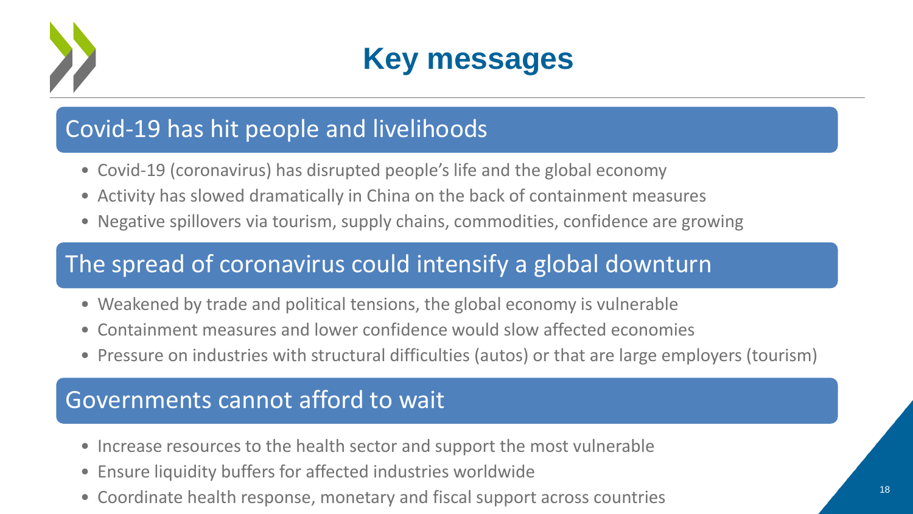# Key messages

## Covid-19 has hit people and livelihoods

- Covid-19 (coronavirus) has disrupted people's life and the global economy
- Activity has slowed dramatically in China on the back of containment measures
- Negative spillovers via tourism, supply chains, commodities, confidence are growing

## The spread of coronavirus could intensify a global downturn

- Weakened by trade and political tensions, the global economy is vulnerable
- Containment measures and lower confidence would slow affected economies
- Pressure on industries with structural difficulties (autos) or that are large employers (tourism)

## Governments cannot afford to wait

- Increase resources to the health sector and support the most vulnerable
- Ensure liquidity buffers for affected industries worldwide
- Coordinate health response, monetary and fiscal support across countries